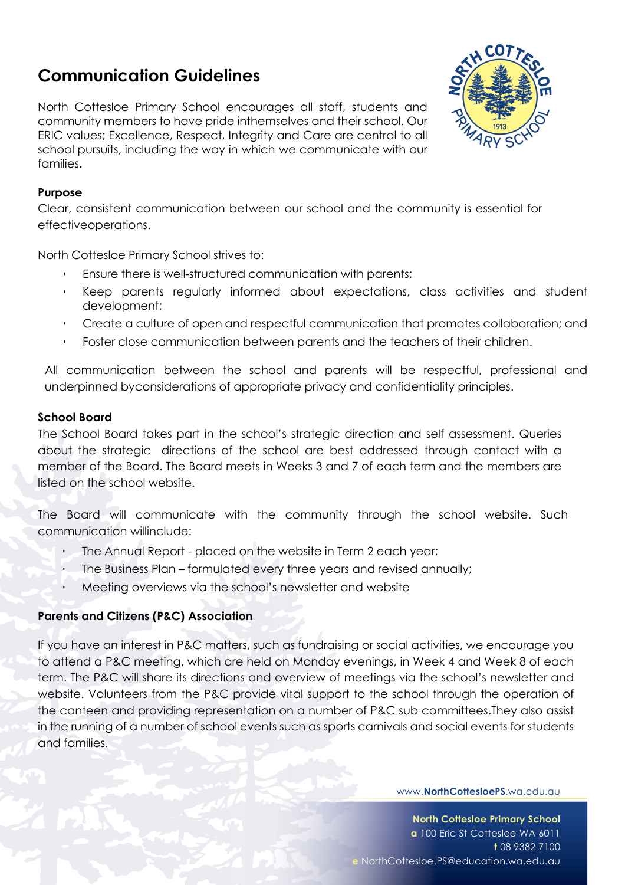# Communication Guidelines

North Cottesloe Primary School encourages all staff, students and community members to have pride inthemselves and their school. Our ERIC values; Excellence, Respect, Integrity and Care are central to all school pursuits, including the way in which we communicate with our families.

**Purpose**

Clear, consistent communication between our school and the community is essential for effectiveoperations.

North Cottesloe Primary School strives to:

- Ensure there is well-structured communication with parents;
- Keep parents regularly informed about expectations, class activities and student development;
- Create a culture of open and respectful communication that promotes collaboration; and
- Foster close communication between parents and the teachers of their children.

All communication between the school and parents will be respectful, professional and underpinned byconsiderations of appropriate privacy and confidentiality principles.

**School Board**

The School Board takes part in the school's strategic direction and self assessment. Queries about the strategic directions of the school are best addressed through contact with a member of the Board. The Board meets in Weeks 3 and 7 of each term and the members are listed on the school website.

The Board will communicate with the community through the school website. Such communication willinclude:

- The Annual Report - placed on the website in Term 2 each year;
- The Business Plan – formulated every three years and revised annually;
- Meeting overviews via the school's newsletter and website

**Parents and Citizens (P&C) Association**

If you have an interest in P&C matters, such as fundraising or social activities, we encourage you to attend a P&C meeting, which are held on Monday evenings, in Week 4 and Week 8 of each term. The P&C will share its directions and overview of meetings via the school's newsletter and website. Volunteers from the P&C provide vital support to the school through the operation of the canteen and providing representation on a number of P&C sub committees.They also assist in the running of a number of school events such as sports carnivals and social events for students and families.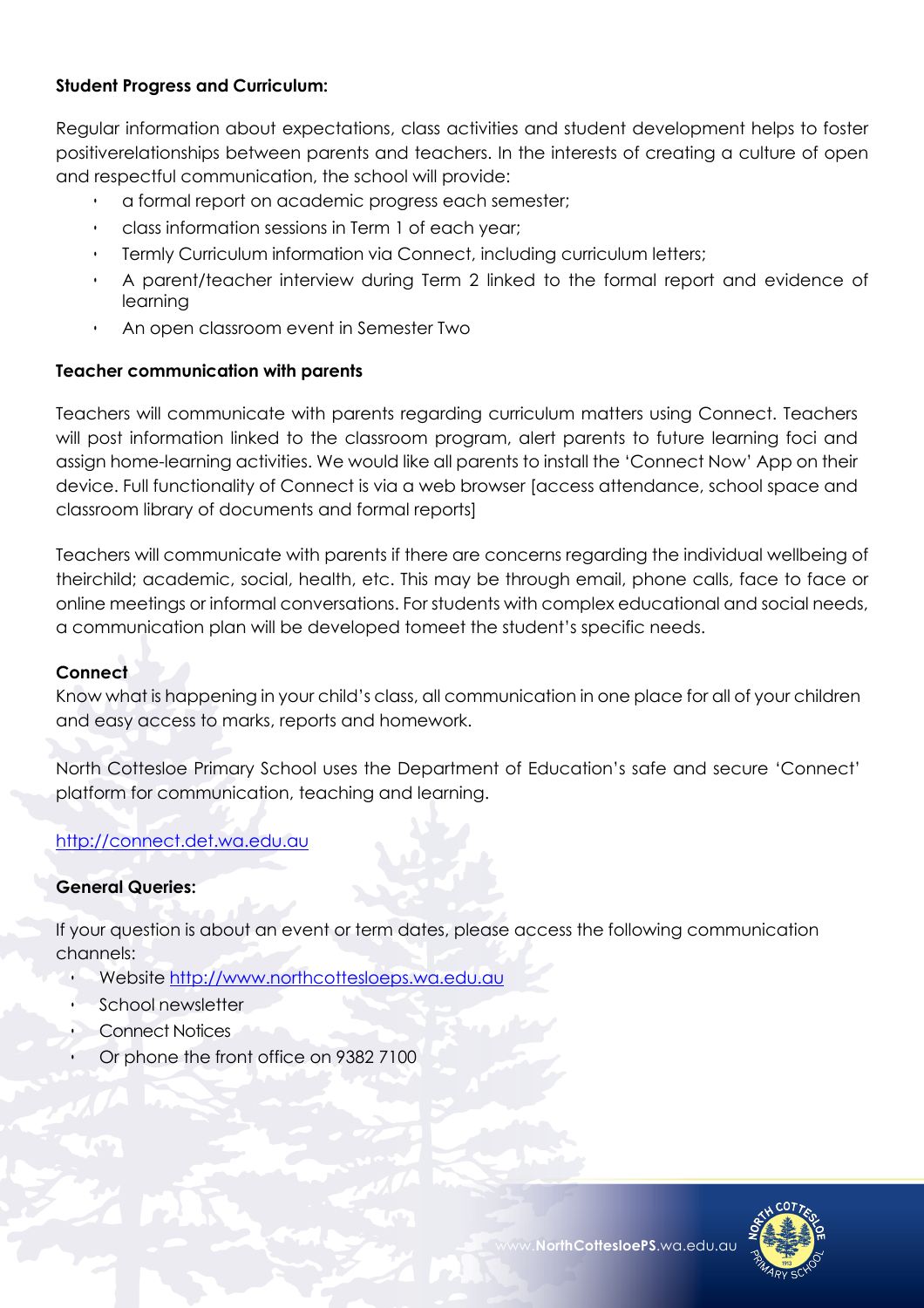**Student Progress and Curriculum:**

Regular information about expectations, class activities and student development helps to foster positiverelationships between parents and teachers. In the interests of creating a culture of open and respectful communication, the school will provide:

- a formal report on academic progress each semester;
- class information sessions in Term 1 of each year;
- Termly Curriculum information via Connect, including curriculum letters;
- A parent/teacher interview during Term 2 linked to the formal report and evidence of learning
- An open classroom event in Semester Two

**Teacher communication with parents**

Teachers will communicate with parents regarding curriculum matters using Connect. Teachers will post information linked to the classroom program, alert parents to future learning foci and assign home-learning activities. We would like all parents to install the 'Connect Now' App on their device. Full functionality of Connect is via a web browser [access attendance, school space and classroom library of documents and formal reports]

Teachers will communicate with parents if there are concerns regarding the individual wellbeing of theirchild; academic, social, health, etc. This may be through email, phone calls, face to face or online meetings or informal conversations. For students with complex educational and social needs, a communication plan will be developed tomeet the student's specific needs.

**Connect**

Know what is happening in your child's class, all communication in one place for all of your children and easy access to marks, reports and homework.

North Cottesloe Primary School uses the Department of Education's safe and secure 'Connect' platform for communication, teaching and learning.

http://connect.det.wa.edu.au

**General Queries:**

If your question is about an event or term dates, please access the following communication channels:

- Website http://www.northcottesloeps.wa.edu.au
- School newsletter
- Connect Notices
- Or phone the front office on 9382 7100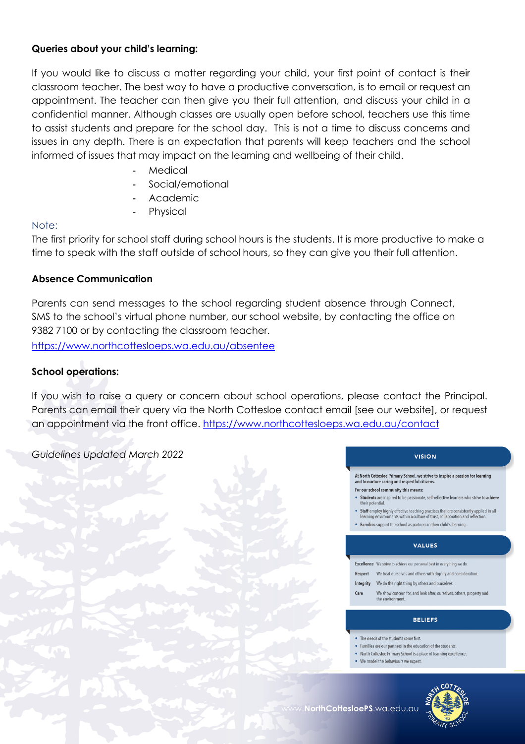**Queries about your child's learning:**

If you would like to discuss a matter regarding your child, your first point of contact is their classroom teacher. The best way to have a productive conversation, is to email or request an appointment. The teacher can then give you their full attention, and discuss your child in a confidential manner. Although classes are usually open before school, teachers use this time to assist students and prepare for the school day. This is not a time to discuss concerns and issues in any depth. There is an expectation that parents will keep teachers and the school informed of issues that may impact on the learning and wellbeing of their child.

- Medical
- Social/emotional
- Academic
- Physical

Note:

The first priority for school staff during school hours is the students. It is more productive to make a time to speak with the staff outside of school hours, so they can give you their full attention.

**Absence Communication**

Parents can send messages to the school regarding student absence through Connect, SMS to the school's virtual phone number, our school website, by contacting the office on 9382 7100 or by contacting the classroom teacher.

https://www.northcottesloeps.wa.edu.au/absentee

**School operations:**

If you wish to raise a query or concern about school operations, please contact the Principal. Parents can email their query via the North Cottesloe contact email [see our website], or request an appointment via the front office. https://www.northcottesloeps.wa.edu.au/contact

*Guidelines Updated March 2022*

**VISION**

At North Cottesloe Primary School, we strive to inspire a passion for learning and to nurture caring and respectful citizens.

For our school community this means:

- **Students** are inspired to be passionate, self-reflective learners who strive to achieve their potential.
- **Staff** employ highly effective teaching practices that are consistently applied in all learning environments within a culture of trust, collaboration and reflection.
- **Families** support the school as partners in their child's learning.

**VALUES**

| | |
|---|---|
| **Excellence** | We strive to achieve our personal best in everything we do. |
| **Respect** | We treat ourselves and others with dignity and consideration. |
| **Integrity** | We do the right thing by others and ourselves. |
| **Care** | We show concern for, and look after, ourselves, others, property and the environment. |

**BELIEFS**

- The needs of the students come first.
- Families are our partners in the education of the students.
- North Cottesloe Primary School is a place of learning excellence.
- We model the behaviours we expect.

www.NorthCottesloePS.wa.edu.au